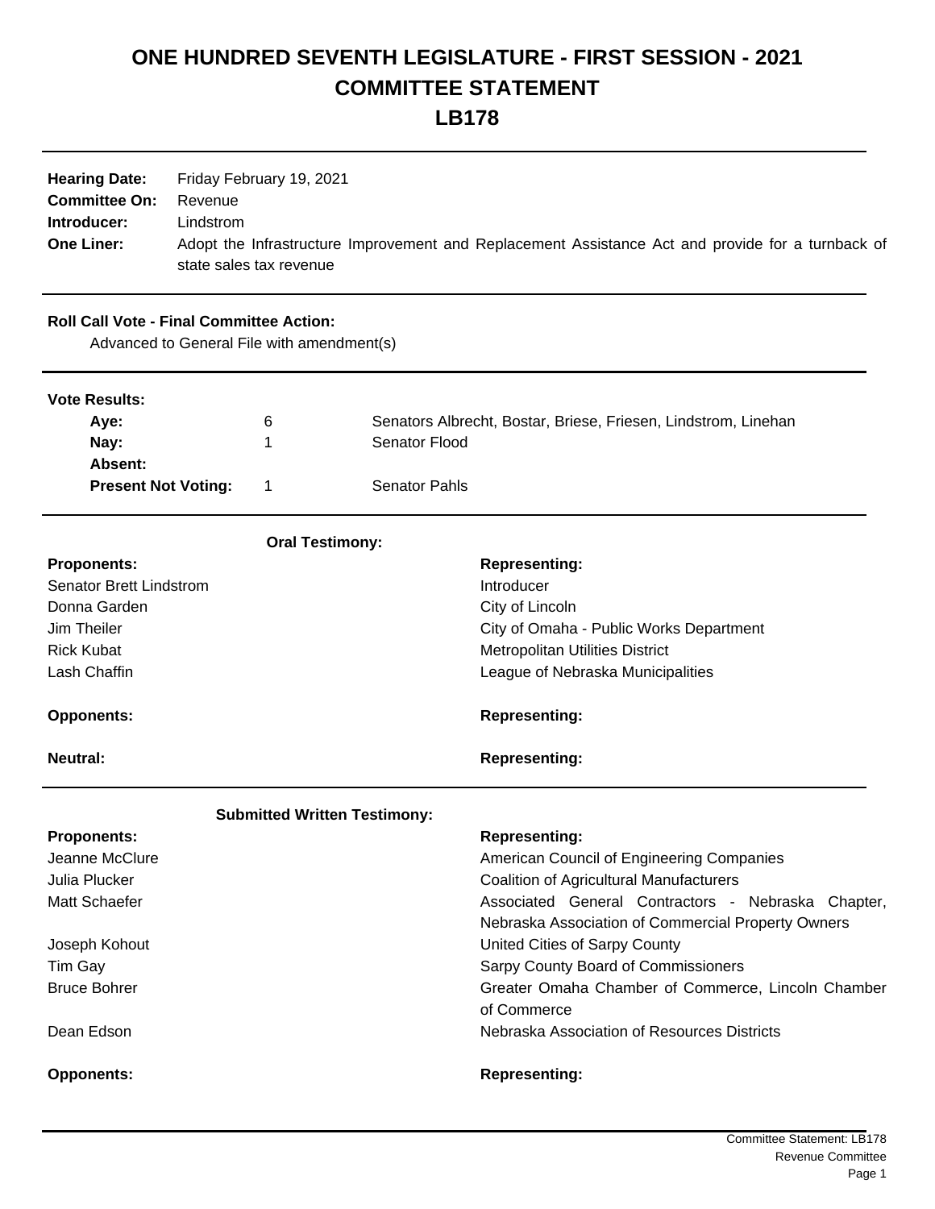# ONE HUNDRED SEVENTH LEGISLATURE - FIRST SESSION - 2021
# COMMITTEE STATEMENT
# LB178

**Hearing Date:** Friday February 19, 2021
**Committee On:** Revenue
**Introducer:** Lindstrom
**One Liner:** Adopt the Infrastructure Improvement and Replacement Assistance Act and provide for a turnback of state sales tax revenue

**Roll Call Vote - Final Committee Action:**

Advanced to General File with amendment(s)

**Vote Results:**

| | | |
|---|---|---|
| **Aye:** | 6 | Senators Albrecht, Bostar, Briese, Friesen, Lindstrom, Linehan |
| **Nay:** | 1 | Senator Flood |
| **Absent:** | | |
| **Present Not Voting:** | 1 | Senator Pahls |

**Oral Testimony:**

| **Proponents:** | **Representing:** |
|---|---|
| Senator Brett Lindstrom | Introducer |
| Donna Garden | City of Lincoln |
| Jim Theiler | City of Omaha - Public Works Department |
| Rick Kubat | Metropolitan Utilities District |
| Lash Chaffin | League of Nebraska Municipalities |

**Opponents:** **Representing:**

**Neutral:** **Representing:**

**Submitted Written Testimony:**

| **Proponents:** | **Representing:** |
|---|---|
| Jeanne McClure | American Council of Engineering Companies |
| Julia Plucker | Coalition of Agricultural Manufacturers |
| Matt Schaefer | Associated General Contractors - Nebraska Chapter, Nebraska Association of Commercial Property Owners |
| Joseph Kohout | United Cities of Sarpy County |
| Tim Gay | Sarpy County Board of Commissioners |
| Bruce Bohrer | Greater Omaha Chamber of Commerce, Lincoln Chamber of Commerce |
| Dean Edson | Nebraska Association of Resources Districts |

**Opponents:** **Representing:**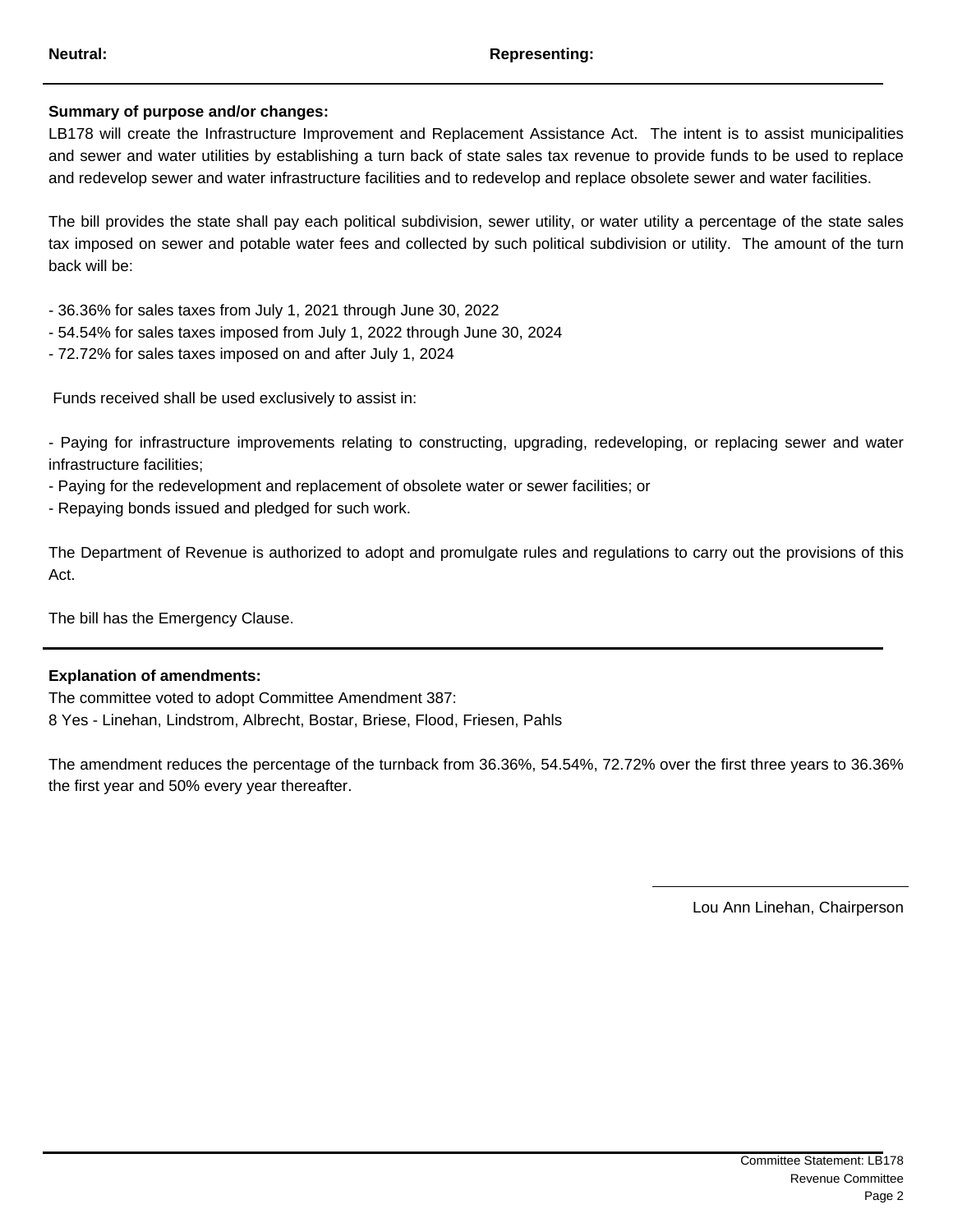**Neutral:** **Representing:**

**Summary of purpose and/or changes:**

LB178 will create the Infrastructure Improvement and Replacement Assistance Act. The intent is to assist municipalities and sewer and water utilities by establishing a turn back of state sales tax revenue to provide funds to be used to replace and redevelop sewer and water infrastructure facilities and to redevelop and replace obsolete sewer and water facilities.

The bill provides the state shall pay each political subdivision, sewer utility, or water utility a percentage of the state sales tax imposed on sewer and potable water fees and collected by such political subdivision or utility. The amount of the turn back will be:

- 36.36% for sales taxes from July 1, 2021 through June 30, 2022
- 54.54% for sales taxes imposed from July 1, 2022 through June 30, 2024
- 72.72% for sales taxes imposed on and after July 1, 2024

Funds received shall be used exclusively to assist in:

- Paying for infrastructure improvements relating to constructing, upgrading, redeveloping, or replacing sewer and water infrastructure facilities;
- Paying for the redevelopment and replacement of obsolete water or sewer facilities; or
- Repaying bonds issued and pledged for such work.

The Department of Revenue is authorized to adopt and promulgate rules and regulations to carry out the provisions of this Act.

The bill has the Emergency Clause.

**Explanation of amendments:**

The committee voted to adopt Committee Amendment 387:
8 Yes - Linehan, Lindstrom, Albrecht, Bostar, Briese, Flood, Friesen, Pahls

The amendment reduces the percentage of the turnback from 36.36%, 54.54%, 72.72% over the first three years to 36.36% the first year and 50% every year thereafter.

Lou Ann Linehan, Chairperson